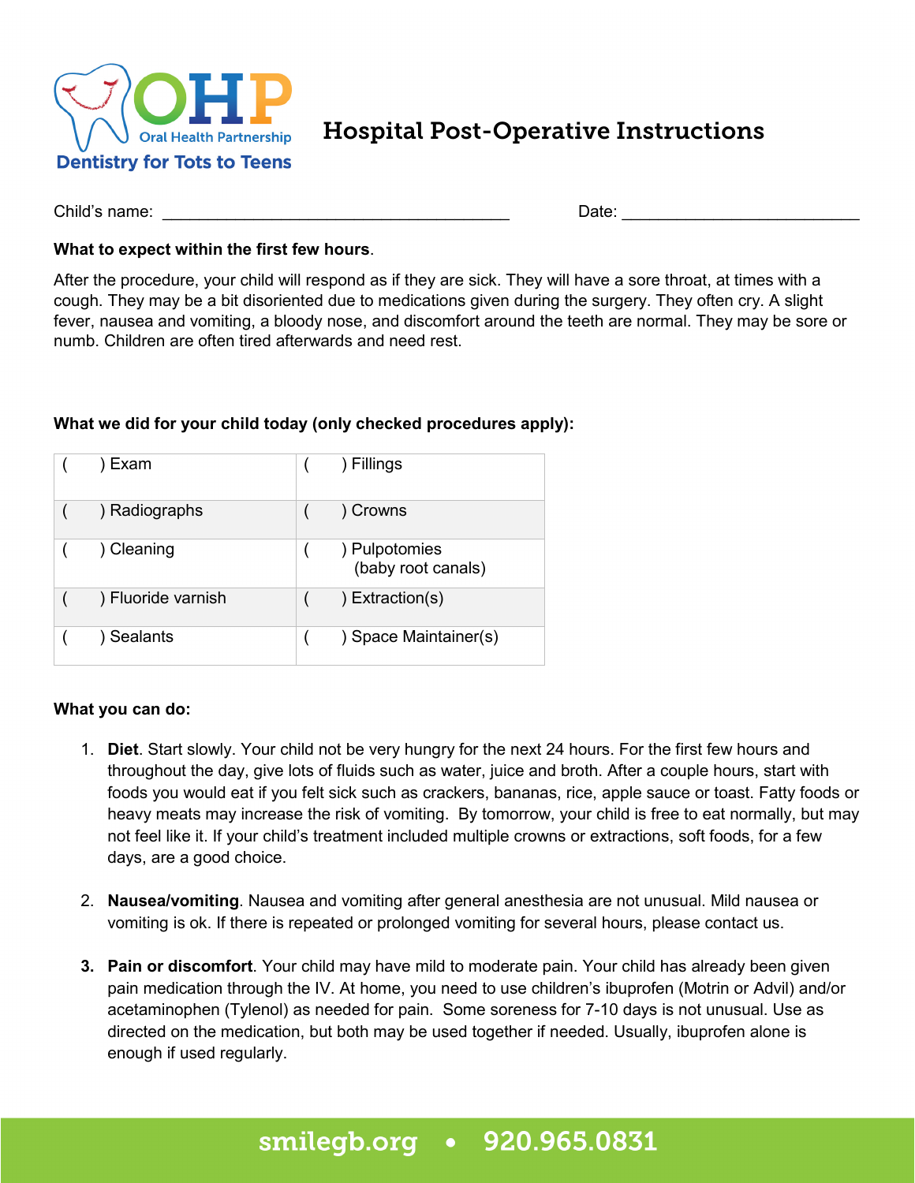OHP Oral Health Partnership
Dentistry for Tots to Teens

# Hospital Post-Operative Instructions

Child's name: ______________________________________ Date: __________________________

**What to expect within the first few hours.**

After the procedure, your child will respond as if they are sick. They will have a sore throat, at times with a cough. They may be a bit disoriented due to medications given during the surgery. They often cry. A slight fever, nausea and vomiting, a bloody nose, and discomfort around the teeth are normal. They may be sore or numb. Children are often tired afterwards and need rest.

**What we did for your child today (only checked procedures apply):**

| | |
|---|---|
| (    ) Exam | (    ) Fillings |
| (    ) Radiographs | (    ) Crowns |
| (    ) Cleaning | (    ) Pulpotomies (baby root canals) |
| (    ) Fluoride varnish | (    ) Extraction(s) |
| (    ) Sealants | (    ) Space Maintainer(s) |

**What you can do:**

1. **Diet**. Start slowly. Your child not be very hungry for the next 24 hours. For the first few hours and throughout the day, give lots of fluids such as water, juice and broth. After a couple hours, start with foods you would eat if you felt sick such as crackers, bananas, rice, apple sauce or toast. Fatty foods or heavy meats may increase the risk of vomiting. By tomorrow, your child is free to eat normally, but may not feel like it. If your child's treatment included multiple crowns or extractions, soft foods, for a few days, are a good choice.

2. **Nausea/vomiting**. Nausea and vomiting after general anesthesia are not unusual. Mild nausea or vomiting is ok. If there is repeated or prolonged vomiting for several hours, please contact us.

3. **Pain or discomfort**. Your child may have mild to moderate pain. Your child has already been given pain medication through the IV. At home, you need to use children's ibuprofen (Motrin or Advil) and/or acetaminophen (Tylenol) as needed for pain. Some soreness for 7-10 days is not unusual. Use as directed on the medication, but both may be used together if needed. Usually, ibuprofen alone is enough if used regularly.

smilegb.org • 920.965.0831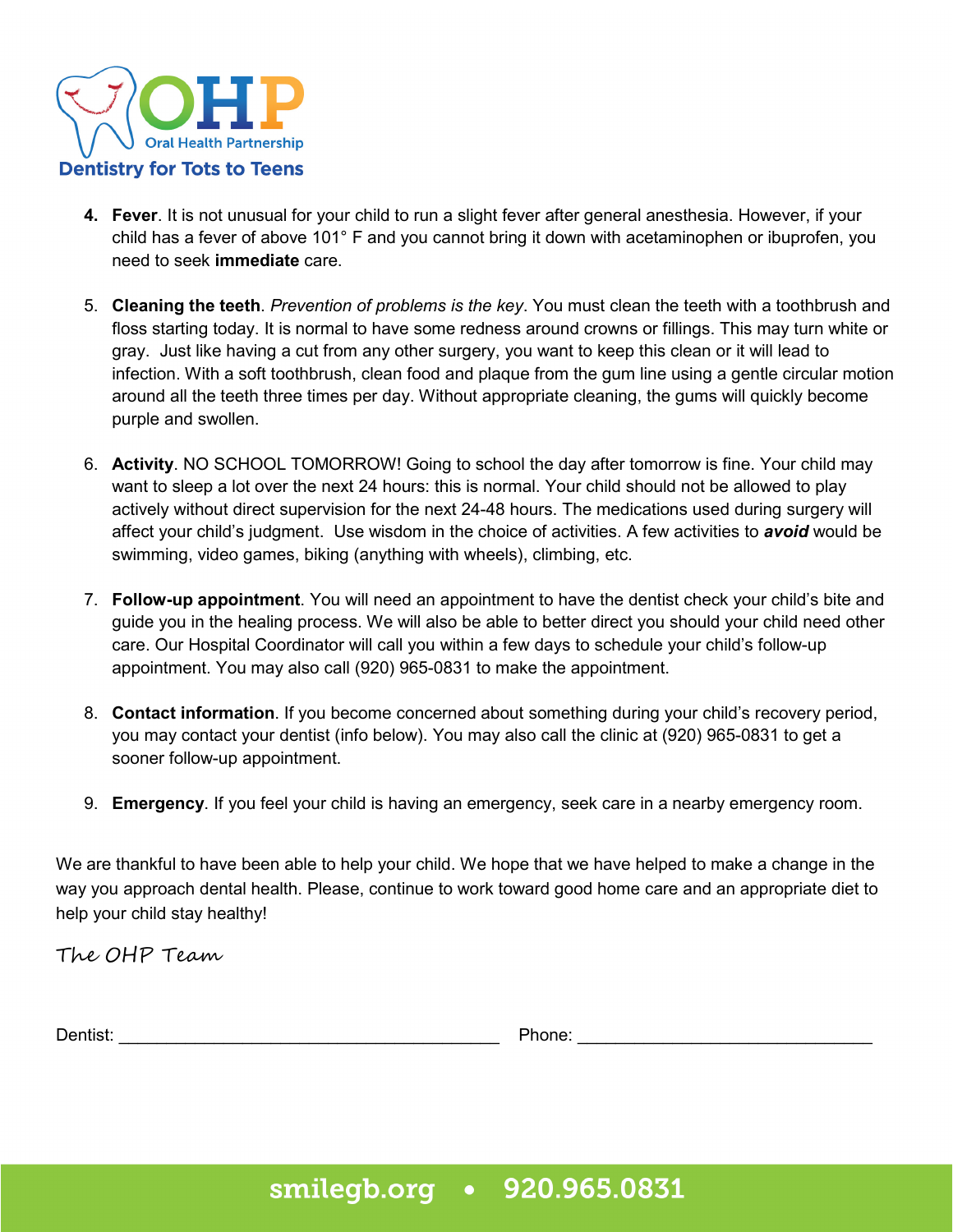Oral Health Partnership

Dentistry for Tots to Teens

4. **Fever**. It is not unusual for your child to run a slight fever after general anesthesia. However, if your child has a fever of above 101° F and you cannot bring it down with acetaminophen or ibuprofen, you need to seek **immediate** care.

5. **Cleaning the teeth**. *Prevention of problems is the key*. You must clean the teeth with a toothbrush and floss starting today. It is normal to have some redness around crowns or fillings. This may turn white or gray. Just like having a cut from any other surgery, you want to keep this clean or it will lead to infection. With a soft toothbrush, clean food and plaque from the gum line using a gentle circular motion around all the teeth three times per day. Without appropriate cleaning, the gums will quickly become purple and swollen.

6. **Activity**. NO SCHOOL TOMORROW! Going to school the day after tomorrow is fine. Your child may want to sleep a lot over the next 24 hours: this is normal. Your child should not be allowed to play actively without direct supervision for the next 24-48 hours. The medications used during surgery will affect your child's judgment. Use wisdom in the choice of activities. A few activities to ***avoid*** would be swimming, video games, biking (anything with wheels), climbing, etc.

7. **Follow-up appointment**. You will need an appointment to have the dentist check your child's bite and guide you in the healing process. We will also be able to better direct you should your child need other care. Our Hospital Coordinator will call you within a few days to schedule your child's follow-up appointment. You may also call (920) 965-0831 to make the appointment.

8. **Contact information**. If you become concerned about something during your child's recovery period, you may contact your dentist (info below). You may also call the clinic at (920) 965-0831 to get a sooner follow-up appointment.

9. **Emergency**. If you feel your child is having an emergency, seek care in a nearby emergency room.

We are thankful to have been able to help your child. We hope that we have helped to make a change in the way you approach dental health. Please, continue to work toward good home care and an appropriate diet to help your child stay healthy!

The OHP Team

Dentist: ________________________________________ Phone: _______________________________

smilegb.org • 920.965.0831